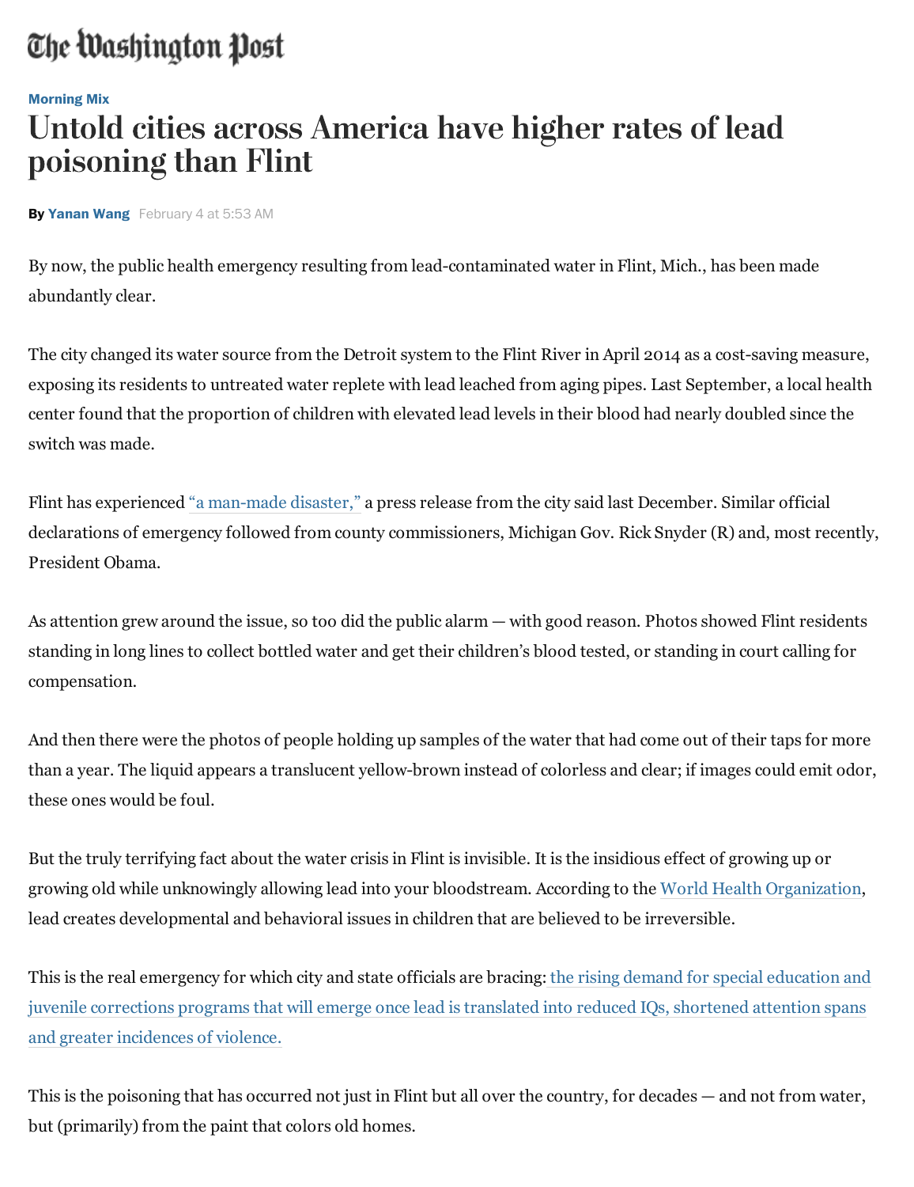# The Washington Post

**Morning Mix**

## Untold cities across America have higher rates of lead poisoning than Flint

**By** Yanan Wang February 4 at 5:53 AM

By now, the public health emergency resulting from lead-contaminated water in Flint, Mich., has been made abundantly clear.

The city changed its water source from the Detroit system to the Flint River in April 2014 as a cost-saving measure, exposing its residents to untreated water replete with lead leached from aging pipes. Last September, a local health center found that the proportion of children with elevated lead levels in their blood had nearly doubled since the switch was made.

Flint has experienced "a man-made disaster," a press release from the city said last December. Similar official declarations of emergency followed from county commissioners, Michigan Gov. Rick Snyder (R) and, most recently, President Obama.

As attention grew around the issue, so too did the public alarm — with good reason. Photos showed Flint residents standing in long lines to collect bottled water and get their children's blood tested, or standing in court calling for compensation.

And then there were the photos of people holding up samples of the water that had come out of their taps for more than a year. The liquid appears a translucent yellow-brown instead of colorless and clear; if images could emit odor, these ones would be foul.

But the truly terrifying fact about the water crisis in Flint is invisible. It is the insidious effect of growing up or growing old while unknowingly allowing lead into your bloodstream. According to the World Health Organization, lead creates developmental and behavioral issues in children that are believed to be irreversible.

This is the real emergency for which city and state officials are bracing: the rising demand for special education and juvenile corrections programs that will emerge once lead is translated into reduced IQs, shortened attention spans and greater incidences of violence.

This is the poisoning that has occurred not just in Flint but all over the country, for decades — and not from water, but (primarily) from the paint that colors old homes.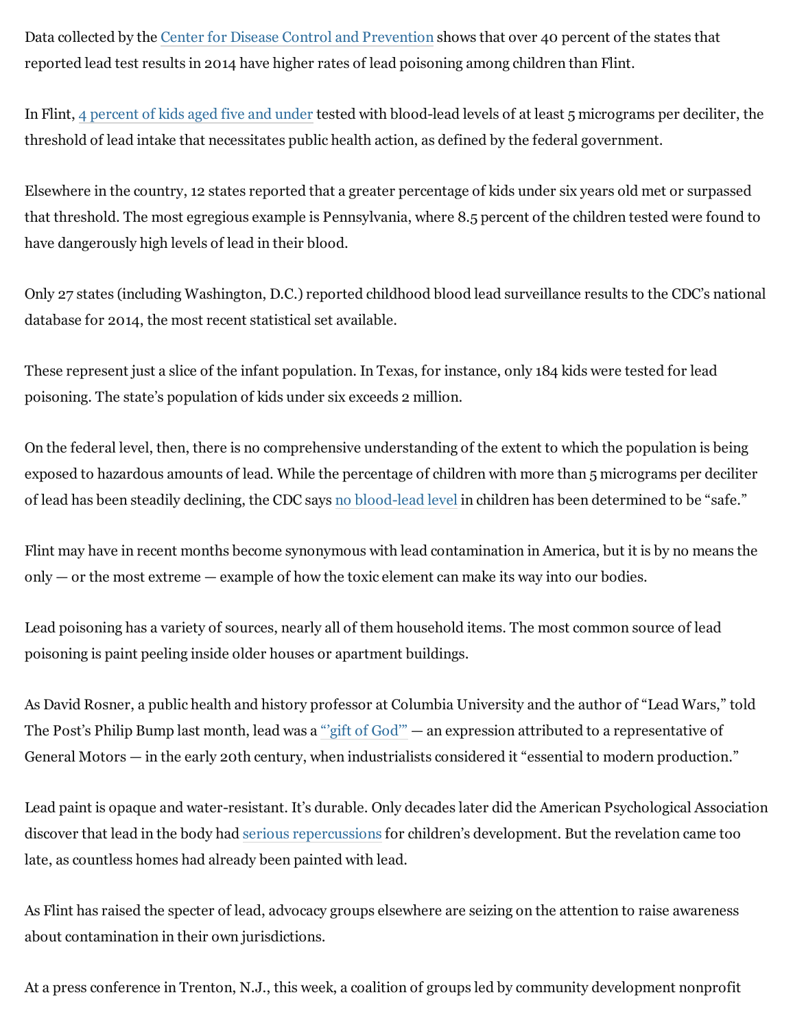Data collected by the Center for Disease Control and Prevention shows that over 40 percent of the states that reported lead test results in 2014 have higher rates of lead poisoning among children than Flint.

In Flint, 4 percent of kids aged five and under tested with blood-lead levels of at least 5 micrograms per deciliter, the threshold of lead intake that necessitates public health action, as defined by the federal government.

Elsewhere in the country, 12 states reported that a greater percentage of kids under six years old met or surpassed that threshold. The most egregious example is Pennsylvania, where 8.5 percent of the children tested were found to have dangerously high levels of lead in their blood.

Only 27 states (including Washington, D.C.) reported childhood blood lead surveillance results to the CDC's national database for 2014, the most recent statistical set available.

These represent just a slice of the infant population. In Texas, for instance, only 184 kids were tested for lead poisoning. The state's population of kids under six exceeds 2 million.

On the federal level, then, there is no comprehensive understanding of the extent to which the population is being exposed to hazardous amounts of lead. While the percentage of children with more than 5 micrograms per deciliter of lead has been steadily declining, the CDC says no blood-lead level in children has been determined to be "safe."

Flint may have in recent months become synonymous with lead contamination in America, but it is by no means the only — or the most extreme — example of how the toxic element can make its way into our bodies.

Lead poisoning has a variety of sources, nearly all of them household items. The most common source of lead poisoning is paint peeling inside older houses or apartment buildings.

As David Rosner, a public health and history professor at Columbia University and the author of "Lead Wars," told The Post's Philip Bump last month, lead was a "'gift of God'" — an expression attributed to a representative of General Motors — in the early 20th century, when industrialists considered it "essential to modern production."

Lead paint is opaque and water-resistant. It's durable. Only decades later did the American Psychological Association discover that lead in the body had serious repercussions for children's development. But the revelation came too late, as countless homes had already been painted with lead.

As Flint has raised the specter of lead, advocacy groups elsewhere are seizing on the attention to raise awareness about contamination in their own jurisdictions.

At a press conference in Trenton, N.J., this week, a coalition of groups led by community development nonprofit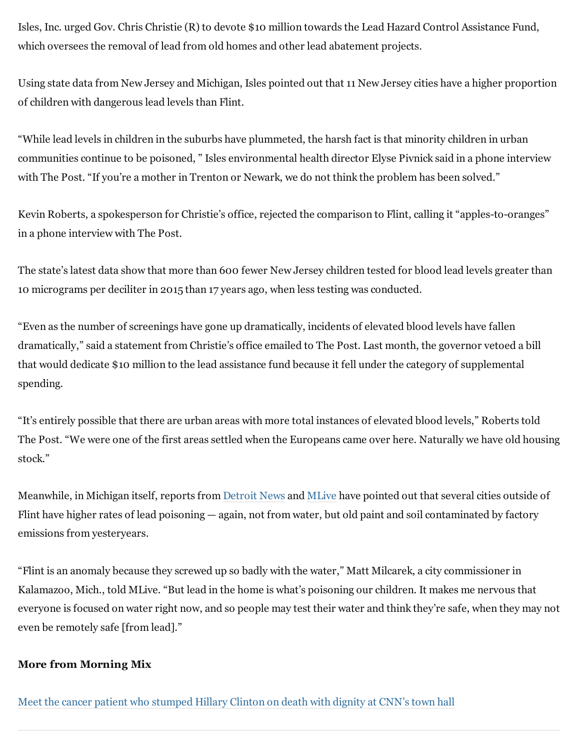Isles, Inc. urged Gov. Chris Christie (R) to devote $10 million towards the Lead Hazard Control Assistance Fund, which oversees the removal of lead from old homes and other lead abatement projects.

Using state data from New Jersey and Michigan, Isles pointed out that 11 New Jersey cities have a higher proportion of children with dangerous lead levels than Flint.

“While lead levels in children in the suburbs have plummeted, the harsh fact is that minority children in urban communities continue to be poisoned, ” Isles environmental health director Elyse Pivnick said in a phone interview with The Post. “If you’re a mother in Trenton or Newark, we do not think the problem has been solved.”

Kevin Roberts, a spokesperson for Christie’s office, rejected the comparison to Flint, calling it “apples-to-oranges” in a phone interview with The Post.

The state’s latest data show that more than 600 fewer New Jersey children tested for blood lead levels greater than 10 micrograms per deciliter in 2015 than 17 years ago, when less testing was conducted.

“Even as the number of screenings have gone up dramatically, incidents of elevated blood levels have fallen dramatically,” said a statement from Christie’s office emailed to The Post. Last month, the governor vetoed a bill that would dedicate $10 million to the lead assistance fund because it fell under the category of supplemental spending.

“It’s entirely possible that there are urban areas with more total instances of elevated blood levels,” Roberts told The Post. “We were one of the first areas settled when the Europeans came over here. Naturally we have old housing stock.”

Meanwhile, in Michigan itself, reports from Detroit News and MLive have pointed out that several cities outside of Flint have higher rates of lead poisoning — again, not from water, but old paint and soil contaminated by factory emissions from yesteryears.

“Flint is an anomaly because they screwed up so badly with the water,” Matt Milcarek, a city commissioner in Kalamazoo, Mich., told MLive. “But lead in the home is what’s poisoning our children. It makes me nervous that everyone is focused on water right now, and so people may test their water and think they’re safe, when they may not even be remotely safe [from lead].”

**More from Morning Mix**

Meet the cancer patient who stumped Hillary Clinton on death with dignity at CNN’s town hall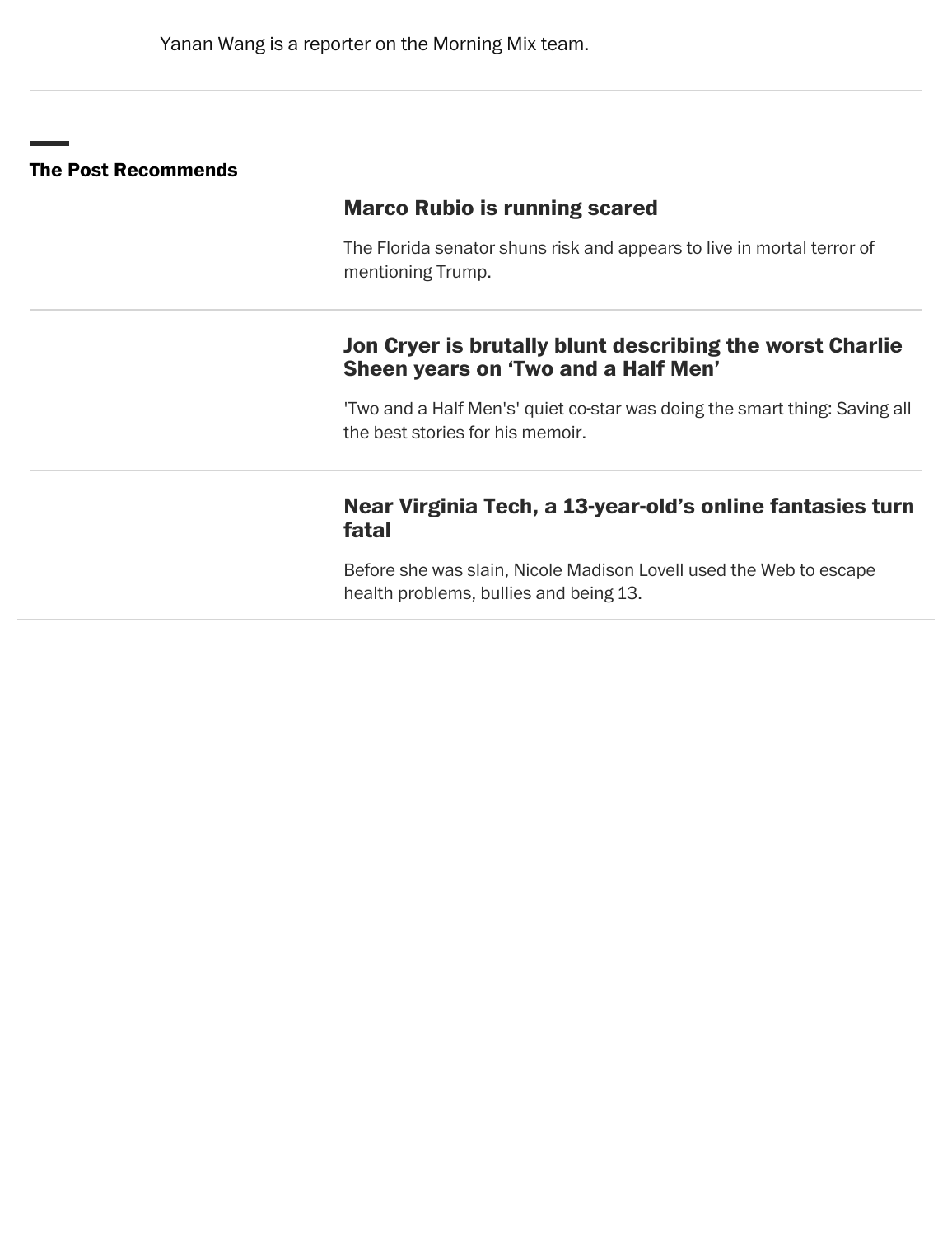Yanan Wang is a reporter on the Morning Mix team.

**The Post Recommends**

### Marco Rubio is running scared

The Florida senator shuns risk and appears to live in mortal terror of mentioning Trump.

### Jon Cryer is brutally blunt describing the worst Charlie Sheen years on 'Two and a Half Men'

'Two and a Half Men's' quiet co-star was doing the smart thing: Saving all the best stories for his memoir.

### Near Virginia Tech, a 13-year-old's online fantasies turn fatal

Before she was slain, Nicole Madison Lovell used the Web to escape health problems, bullies and being 13.